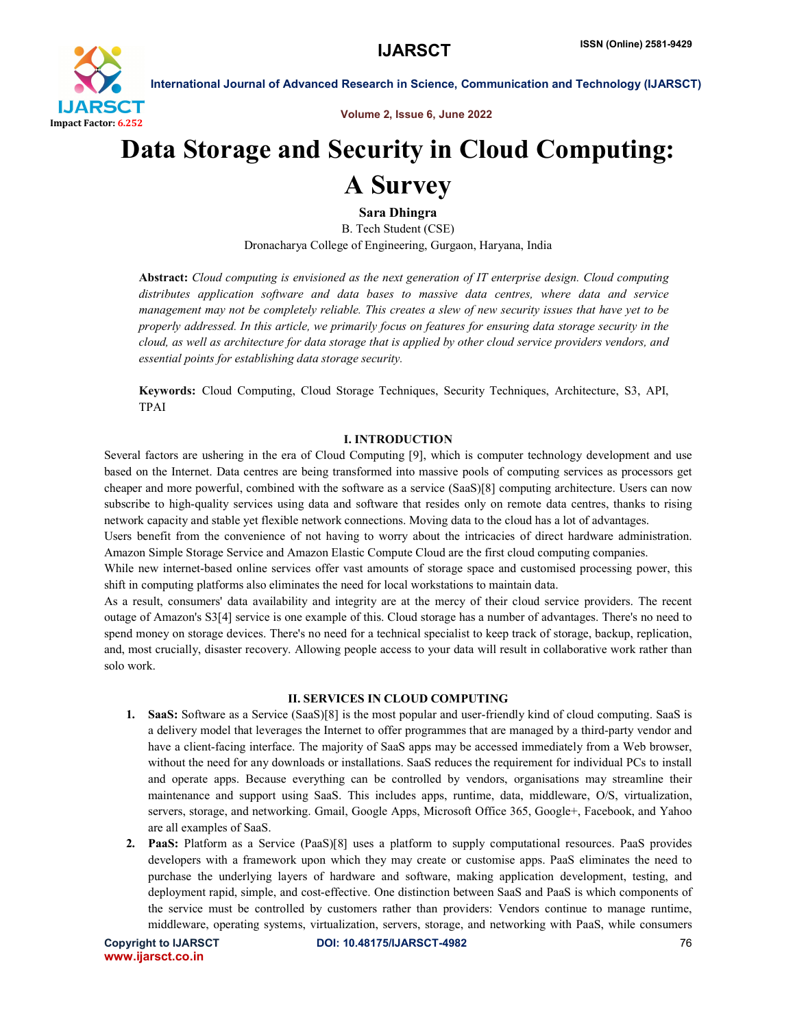# Data Storage and Security in Cloud Computing: A Survey

**Sara Dhingra**

B. Tech Student (CSE)

Dronacharya College of Engineering, Gurgaon, Haryana, India

**Abstract:** *Cloud computing is envisioned as the next generation of IT enterprise design. Cloud computing distributes application software and data bases to massive data centres, where data and service management may not be completely reliable. This creates a slew of new security issues that have yet to be properly addressed. In this article, we primarily focus on features for ensuring data storage security in the cloud, as well as architecture for data storage that is applied by other cloud service providers vendors, and essential points for establishing data storage security.*

**Keywords:** Cloud Computing, Cloud Storage Techniques, Security Techniques, Architecture, S3, API, TPAI

## I. INTRODUCTION

Several factors are ushering in the era of Cloud Computing [9], which is computer technology development and use based on the Internet. Data centres are being transformed into massive pools of computing services as processors get cheaper and more powerful, combined with the software as a service (SaaS)[8] computing architecture. Users can now subscribe to high-quality services using data and software that resides only on remote data centres, thanks to rising network capacity and stable yet flexible network connections. Moving data to the cloud has a lot of advantages.

Users benefit from the convenience of not having to worry about the intricacies of direct hardware administration. Amazon Simple Storage Service and Amazon Elastic Compute Cloud are the first cloud computing companies.

While new internet-based online services offer vast amounts of storage space and customised processing power, this shift in computing platforms also eliminates the need for local workstations to maintain data.

As a result, consumers' data availability and integrity are at the mercy of their cloud service providers. The recent outage of Amazon's S3[4] service is one example of this. Cloud storage has a number of advantages. There's no need to spend money on storage devices. There's no need for a technical specialist to keep track of storage, backup, replication, and, most crucially, disaster recovery. Allowing people access to your data will result in collaborative work rather than solo work.

## II. SERVICES IN CLOUD COMPUTING

1. **SaaS:** Software as a Service (SaaS)[8] is the most popular and user-friendly kind of cloud computing. SaaS is a delivery model that leverages the Internet to offer programmes that are managed by a third-party vendor and have a client-facing interface. The majority of SaaS apps may be accessed immediately from a Web browser, without the need for any downloads or installations. SaaS reduces the requirement for individual PCs to install and operate apps. Because everything can be controlled by vendors, organisations may streamline their maintenance and support using SaaS. This includes apps, runtime, data, middleware, O/S, virtualization, servers, storage, and networking. Gmail, Google Apps, Microsoft Office 365, Google+, Facebook, and Yahoo are all examples of SaaS.
2. **PaaS:** Platform as a Service (PaaS)[8] uses a platform to supply computational resources. PaaS provides developers with a framework upon which they may create or customise apps. PaaS eliminates the need to purchase the underlying layers of hardware and software, making application development, testing, and deployment rapid, simple, and cost-effective. One distinction between SaaS and PaaS is which components of the service must be controlled by customers rather than providers: Vendors continue to manage runtime, middleware, operating systems, virtualization, servers, storage, and networking with PaaS, while consumers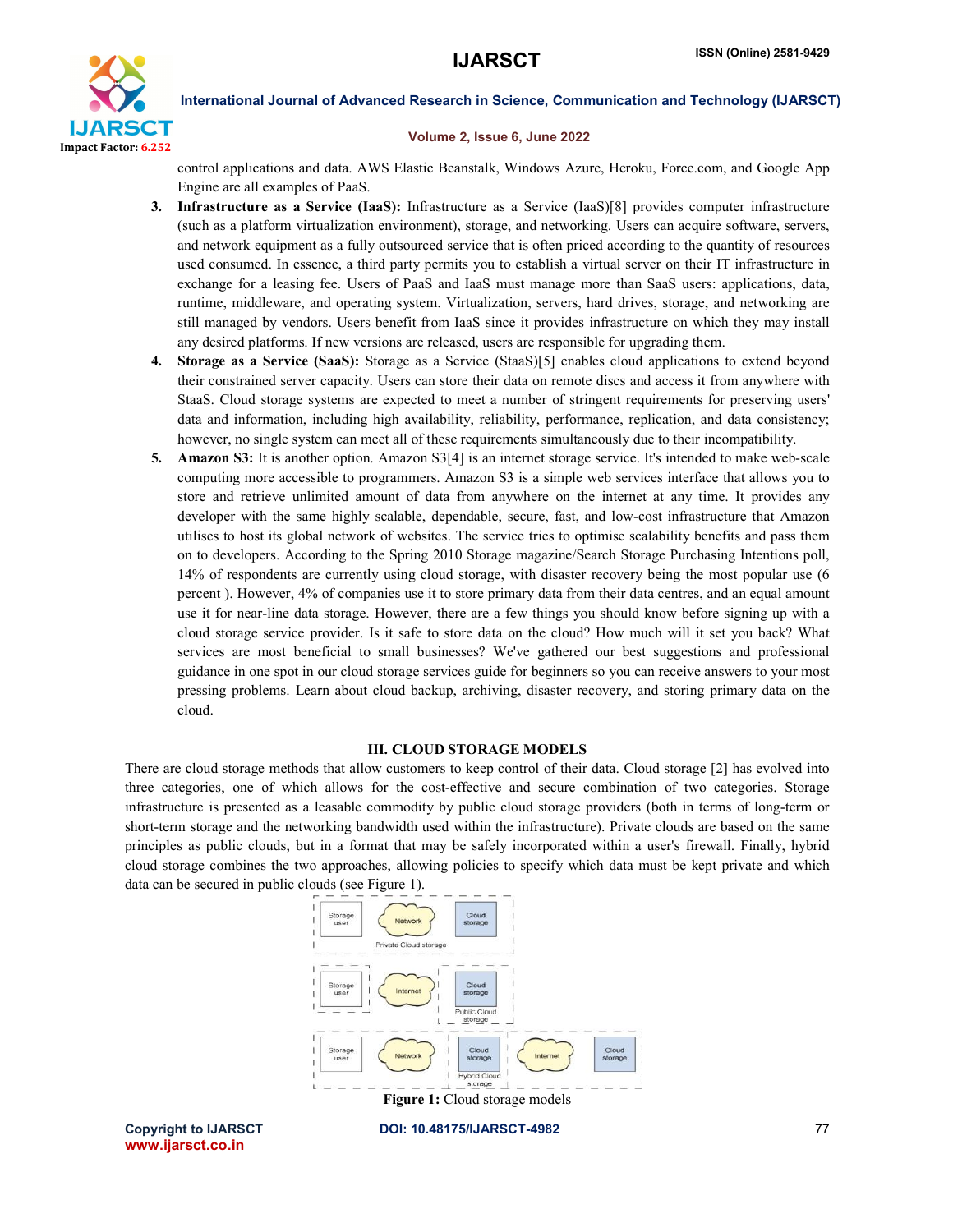control applications and data. AWS Elastic Beanstalk, Windows Azure, Heroku, Force.com, and Google App Engine are all examples of PaaS.

3. **Infrastructure as a Service (IaaS):** Infrastructure as a Service (IaaS)[8] provides computer infrastructure (such as a platform virtualization environment), storage, and networking. Users can acquire software, servers, and network equipment as a fully outsourced service that is often priced according to the quantity of resources used consumed. In essence, a third party permits you to establish a virtual server on their IT infrastructure in exchange for a leasing fee. Users of PaaS and IaaS must manage more than SaaS users: applications, data, runtime, middleware, and operating system. Virtualization, servers, hard drives, storage, and networking are still managed by vendors. Users benefit from IaaS since it provides infrastructure on which they may install any desired platforms. If new versions are released, users are responsible for upgrading them.
4. **Storage as a Service (SaaS):** Storage as a Service (StaaS)[5] enables cloud applications to extend beyond their constrained server capacity. Users can store their data on remote discs and access it from anywhere with StaaS. Cloud storage systems are expected to meet a number of stringent requirements for preserving users' data and information, including high availability, reliability, performance, replication, and data consistency; however, no single system can meet all of these requirements simultaneously due to their incompatibility.
5. **Amazon S3:** It is another option. Amazon S3[4] is an internet storage service. It's intended to make web-scale computing more accessible to programmers. Amazon S3 is a simple web services interface that allows you to store and retrieve unlimited amount of data from anywhere on the internet at any time. It provides any developer with the same highly scalable, dependable, secure, fast, and low-cost infrastructure that Amazon utilises to host its global network of websites. The service tries to optimise scalability benefits and pass them on to developers. According to the Spring 2010 Storage magazine/Search Storage Purchasing Intentions poll, 14% of respondents are currently using cloud storage, with disaster recovery being the most popular use (6 percent ). However, 4% of companies use it to store primary data from their data centres, and an equal amount use it for near-line data storage. However, there are a few things you should know before signing up with a cloud storage service provider. Is it safe to store data on the cloud? How much will it set you back? What services are most beneficial to small businesses? We've gathered our best suggestions and professional guidance in one spot in our cloud storage services guide for beginners so you can receive answers to your most pressing problems. Learn about cloud backup, archiving, disaster recovery, and storing primary data on the cloud.

## III. CLOUD STORAGE MODELS

There are cloud storage methods that allow customers to keep control of their data. Cloud storage [2] has evolved into three categories, one of which allows for the cost-effective and secure combination of two categories. Storage infrastructure is presented as a leasable commodity by public cloud storage providers (both in terms of long-term or short-term storage and the networking bandwidth used within the infrastructure). Private clouds are based on the same principles as public clouds, but in a format that may be safely incorporated within a user's firewall. Finally, hybrid cloud storage combines the two approaches, allowing policies to specify which data must be kept private and which data can be secured in public clouds (see Figure 1).

**Figure 1:** Cloud storage models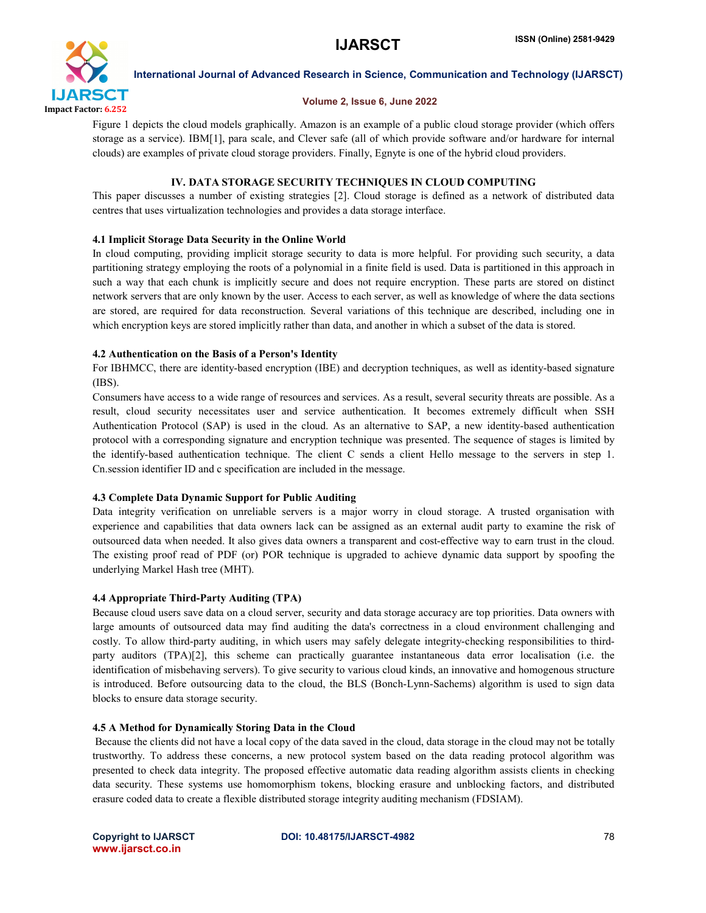Figure 1 depicts the cloud models graphically. Amazon is an example of a public cloud storage provider (which offers storage as a service). IBM[1], para scale, and Clever safe (all of which provide software and/or hardware for internal clouds) are examples of private cloud storage providers. Finally, Egnyte is one of the hybrid cloud providers.

## IV. DATA STORAGE SECURITY TECHNIQUES IN CLOUD COMPUTING

This paper discusses a number of existing strategies [2]. Cloud storage is defined as a network of distributed data centres that uses virtualization technologies and provides a data storage interface.

### 4.1 Implicit Storage Data Security in the Online World

In cloud computing, providing implicit storage security to data is more helpful. For providing such security, a data partitioning strategy employing the roots of a polynomial in a finite field is used. Data is partitioned in this approach in such a way that each chunk is implicitly secure and does not require encryption. These parts are stored on distinct network servers that are only known by the user. Access to each server, as well as knowledge of where the data sections are stored, are required for data reconstruction. Several variations of this technique are described, including one in which encryption keys are stored implicitly rather than data, and another in which a subset of the data is stored.

### 4.2 Authentication on the Basis of a Person's Identity

For IBHMCC, there are identity-based encryption (IBE) and decryption techniques, as well as identity-based signature (IBS).

Consumers have access to a wide range of resources and services. As a result, several security threats are possible. As a result, cloud security necessitates user and service authentication. It becomes extremely difficult when SSH Authentication Protocol (SAP) is used in the cloud. As an alternative to SAP, a new identity-based authentication protocol with a corresponding signature and encryption technique was presented. The sequence of stages is limited by the identify-based authentication technique. The client C sends a client Hello message to the servers in step 1. Cn.session identifier ID and c specification are included in the message.

### 4.3 Complete Data Dynamic Support for Public Auditing

Data integrity verification on unreliable servers is a major worry in cloud storage. A trusted organisation with experience and capabilities that data owners lack can be assigned as an external audit party to examine the risk of outsourced data when needed. It also gives data owners a transparent and cost-effective way to earn trust in the cloud. The existing proof read of PDF (or) POR technique is upgraded to achieve dynamic data support by spoofing the underlying Markel Hash tree (MHT).

### 4.4 Appropriate Third-Party Auditing (TPA)

Because cloud users save data on a cloud server, security and data storage accuracy are top priorities. Data owners with large amounts of outsourced data may find auditing the data's correctness in a cloud environment challenging and costly. To allow third-party auditing, in which users may safely delegate integrity-checking responsibilities to third-party auditors (TPA)[2], this scheme can practically guarantee instantaneous data error localisation (i.e. the identification of misbehaving servers). To give security to various cloud kinds, an innovative and homogenous structure is introduced. Before outsourcing data to the cloud, the BLS (Bonch-Lynn-Sachems) algorithm is used to sign data blocks to ensure data storage security.

### 4.5 A Method for Dynamically Storing Data in the Cloud

Because the clients did not have a local copy of the data saved in the cloud, data storage in the cloud may not be totally trustworthy. To address these concerns, a new protocol system based on the data reading protocol algorithm was presented to check data integrity. The proposed effective automatic data reading algorithm assists clients in checking data security. These systems use homomorphism tokens, blocking erasure and unblocking factors, and distributed erasure coded data to create a flexible distributed storage integrity auditing mechanism (FDSIAM).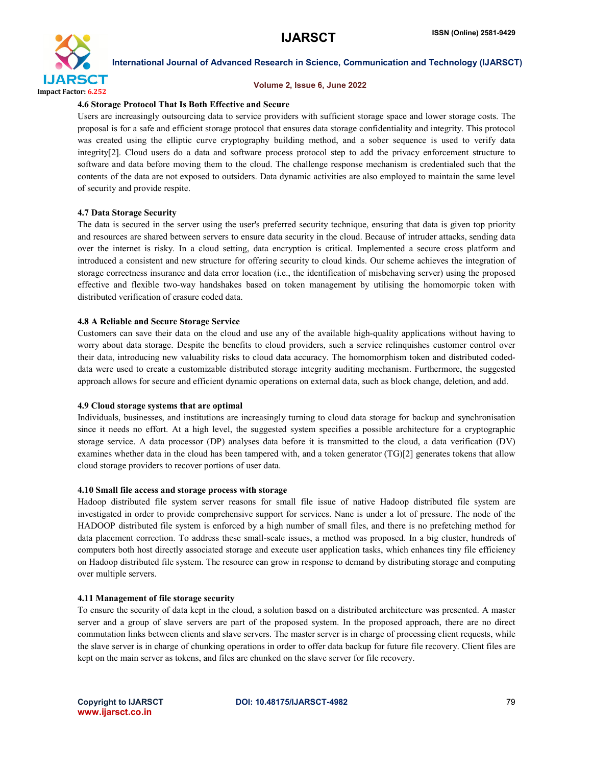### 4.6 Storage Protocol That Is Both Effective and Secure

Users are increasingly outsourcing data to service providers with sufficient storage space and lower storage costs. The proposal is for a safe and efficient storage protocol that ensures data storage confidentiality and integrity. This protocol was created using the elliptic curve cryptography building method, and a sober sequence is used to verify data integrity[2]. Cloud users do a data and software process protocol step to add the privacy enforcement structure to software and data before moving them to the cloud. The challenge response mechanism is credentialed such that the contents of the data are not exposed to outsiders. Data dynamic activities are also employed to maintain the same level of security and provide respite.

### 4.7 Data Storage Security

The data is secured in the server using the user's preferred security technique, ensuring that data is given top priority and resources are shared between servers to ensure data security in the cloud. Because of intruder attacks, sending data over the internet is risky. In a cloud setting, data encryption is critical. Implemented a secure cross platform and introduced a consistent and new structure for offering security to cloud kinds. Our scheme achieves the integration of storage correctness insurance and data error location (i.e., the identification of misbehaving server) using the proposed effective and flexible two-way handshakes based on token management by utilising the homomorpic token with distributed verification of erasure coded data.

### 4.8 A Reliable and Secure Storage Service

Customers can save their data on the cloud and use any of the available high-quality applications without having to worry about data storage. Despite the benefits to cloud providers, such a service relinquishes customer control over their data, introducing new valuability risks to cloud data accuracy. The homomorphism token and distributed coded-data were used to create a customizable distributed storage integrity auditing mechanism. Furthermore, the suggested approach allows for secure and efficient dynamic operations on external data, such as block change, deletion, and add.

### 4.9 Cloud storage systems that are optimal

Individuals, businesses, and institutions are increasingly turning to cloud data storage for backup and synchronisation since it needs no effort. At a high level, the suggested system specifies a possible architecture for a cryptographic storage service. A data processor (DP) analyses data before it is transmitted to the cloud, a data verification (DV) examines whether data in the cloud has been tampered with, and a token generator (TG)[2] generates tokens that allow cloud storage providers to recover portions of user data.

### 4.10 Small file access and storage process with storage

Hadoop distributed file system server reasons for small file issue of native Hadoop distributed file system are investigated in order to provide comprehensive support for services. Nane is under a lot of pressure. The node of the HADOOP distributed file system is enforced by a high number of small files, and there is no prefetching method for data placement correction. To address these small-scale issues, a method was proposed. In a big cluster, hundreds of computers both host directly associated storage and execute user application tasks, which enhances tiny file efficiency on Hadoop distributed file system. The resource can grow in response to demand by distributing storage and computing over multiple servers.

### 4.11 Management of file storage security

To ensure the security of data kept in the cloud, a solution based on a distributed architecture was presented. A master server and a group of slave servers are part of the proposed system. In the proposed approach, there are no direct commutation links between clients and slave servers. The master server is in charge of processing client requests, while the slave server is in charge of chunking operations in order to offer data backup for future file recovery. Client files are kept on the main server as tokens, and files are chunked on the slave server for file recovery.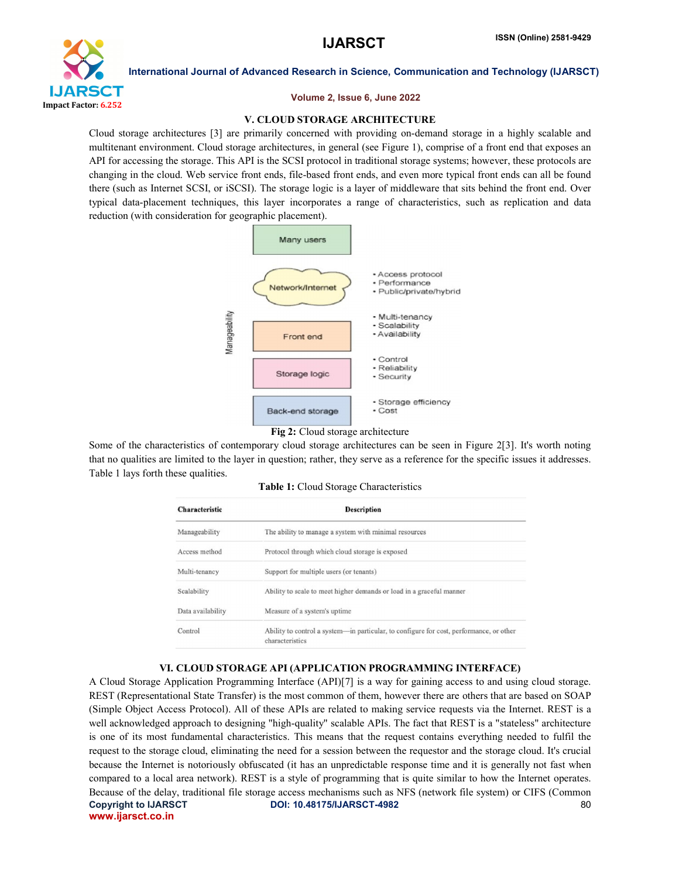## V. CLOUD STORAGE ARCHITECTURE

Cloud storage architectures [3] are primarily concerned with providing on-demand storage in a highly scalable and multitenant environment. Cloud storage architectures, in general (see Figure 1), comprise of a front end that exposes an API for accessing the storage. This API is the SCSI protocol in traditional storage systems; however, these protocols are changing in the cloud. Web service front ends, file-based front ends, and even more typical front ends can all be found there (such as Internet SCSI, or iSCSI). The storage logic is a layer of middleware that sits behind the front end. Over typical data-placement techniques, this layer incorporates a range of characteristics, such as replication and data reduction (with consideration for geographic placement).

Manageability

Many users

Network/Internet
- Access protocol
- Performance
- Public/private/hybrid

Front end
- Multi-tenancy
- Scalability
- Availability

Storage logic
- Control
- Reliability
- Security

Back-end storage
- Storage efficiency
- Cost

**Fig 2:** Cloud storage architecture

Some of the characteristics of contemporary cloud storage architectures can be seen in Figure 2[3]. It's worth noting that no qualities are limited to the layer in question; rather, they serve as a reference for the specific issues it addresses. Table 1 lays forth these qualities.

**Table 1:** Cloud Storage Characteristics

| Characteristic | Description |
|---|---|
| Manageability | The ability to manage a system with minimal resources |
| Access method | Protocol through which cloud storage is exposed |
| Multi-tenancy | Support for multiple users (or tenants) |
| Scalability | Ability to scale to meet higher demands or load in a graceful manner |
| Data availability | Measure of a system's uptime |
| Control | Ability to control a system—in particular, to configure for cost, performance, or other characteristics |

## VI. CLOUD STORAGE API (APPLICATION PROGRAMMING INTERFACE)

A Cloud Storage Application Programming Interface (API)[7] is a way for gaining access to and using cloud storage. REST (Representational State Transfer) is the most common of them, however there are others that are based on SOAP (Simple Object Access Protocol). All of these APIs are related to making service requests via the Internet. REST is a well acknowledged approach to designing "high-quality" scalable APIs. The fact that REST is a "stateless" architecture is one of its most fundamental characteristics. This means that the request contains everything needed to fulfil the request to the storage cloud, eliminating the need for a session between the requestor and the storage cloud. It's crucial because the Internet is notoriously obfuscated (it has an unpredictable response time and it is generally not fast when compared to a local area network). REST is a style of programming that is quite similar to how the Internet operates. Because of the delay, traditional file storage access mechanisms such as NFS (network file system) or CIFS (Common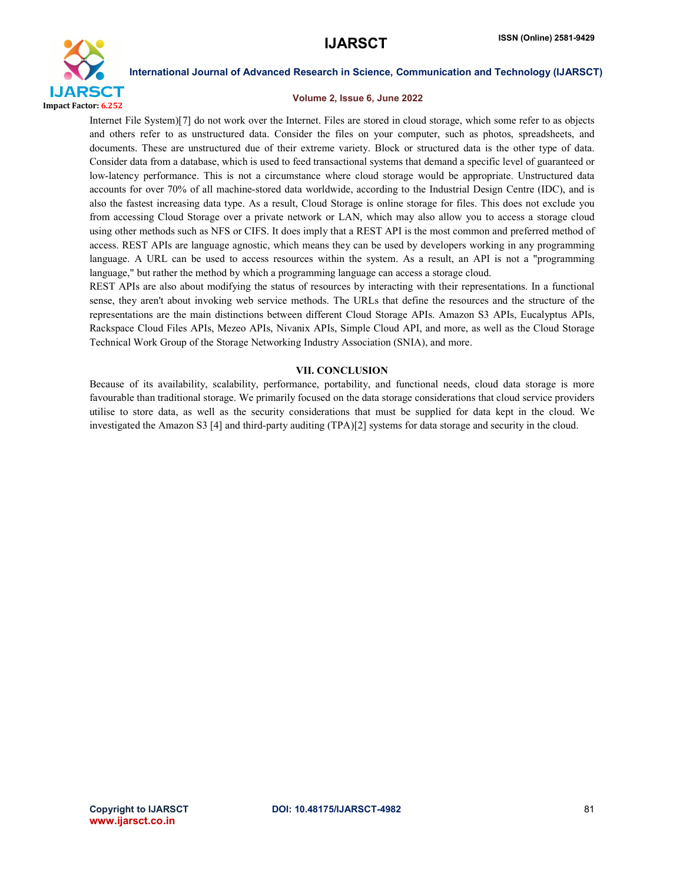Internet File System)[7] do not work over the Internet. Files are stored in cloud storage, which some refer to as objects and others refer to as unstructured data. Consider the files on your computer, such as photos, spreadsheets, and documents. These are unstructured due of their extreme variety. Block or structured data is the other type of data. Consider data from a database, which is used to feed transactional systems that demand a specific level of guaranteed or low-latency performance. This is not a circumstance where cloud storage would be appropriate. Unstructured data accounts for over 70% of all machine-stored data worldwide, according to the Industrial Design Centre (IDC), and is also the fastest increasing data type. As a result, Cloud Storage is online storage for files. This does not exclude you from accessing Cloud Storage over a private network or LAN, which may also allow you to access a storage cloud using other methods such as NFS or CIFS. It does imply that a REST API is the most common and preferred method of access. REST APIs are language agnostic, which means they can be used by developers working in any programming language. A URL can be used to access resources within the system. As a result, an API is not a "programming language," but rather the method by which a programming language can access a storage cloud.

REST APIs are also about modifying the status of resources by interacting with their representations. In a functional sense, they aren't about invoking web service methods. The URLs that define the resources and the structure of the representations are the main distinctions between different Cloud Storage APIs. Amazon S3 APIs, Eucalyptus APIs, Rackspace Cloud Files APIs, Mezeo APIs, Nivanix APIs, Simple Cloud API, and more, as well as the Cloud Storage Technical Work Group of the Storage Networking Industry Association (SNIA), and more.

## VII. CONCLUSION

Because of its availability, scalability, performance, portability, and functional needs, cloud data storage is more favourable than traditional storage. We primarily focused on the data storage considerations that cloud service providers utilise to store data, as well as the security considerations that must be supplied for data kept in the cloud. We investigated the Amazon S3 [4] and third-party auditing (TPA)[2] systems for data storage and security in the cloud.